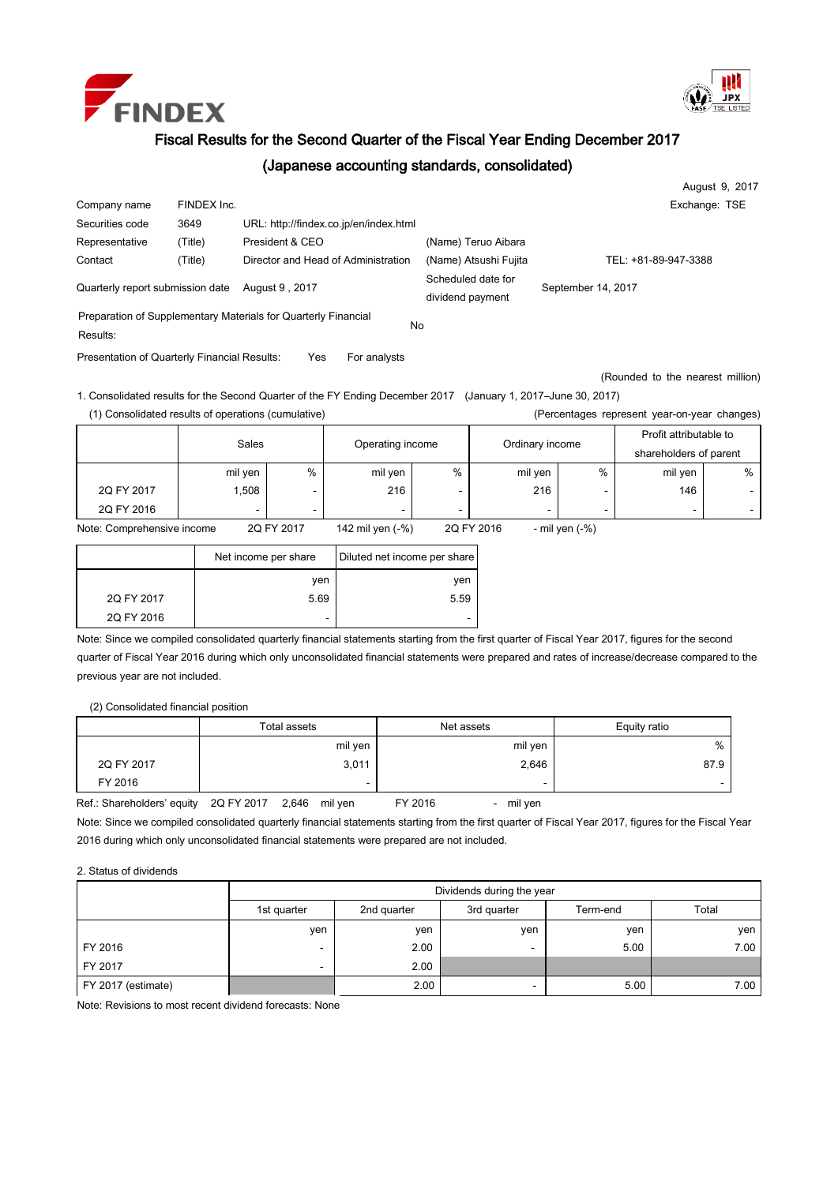FINDEX

# Fiscal Results for the Second Quarter of the Fiscal Year Ending December 2017

## (Japanese accounting standards, consolidated)

August 9, 2017

| | | | | |
|---|---|---|---|---|
| Company name | FINDEX Inc. | | | Exchange: TSE |
| Securities code | 3649 | URL: http://findex.co.jp/en/index.html | | |
| Representative | (Title) | President & CEO | (Name) Teruo Aibara | |
| Contact | (Title) | Director and Head of Administration | (Name) Atsushi Fujita | TEL: +81-89-947-3388 |
| Quarterly report submission date | | August 9 , 2017 | Scheduled date for dividend payment | September 14, 2017 |

Preparation of Supplementary Materials for Quarterly Financial Results: No

Presentation of Quarterly Financial Results: Yes For analysts

(Rounded to the nearest million)

1. Consolidated results for the Second Quarter of the FY Ending December 2017 (January 1, 2017–June 30, 2017)

(1) Consolidated results of operations (cumulative) (Percentages represent year-on-year changes)

| | Sales | | Operating income | | Ordinary income | | Profit attributable to shareholders of parent | |
|---|---|---|---|---|---|---|---|---|
| | mil yen | % | mil yen | % | mil yen | % | mil yen | % |
| 2Q FY 2017 | 1,508 | - | 216 | - | 216 | - | 146 | - |
| 2Q FY 2016 | - | - | - | - | - | - | - | - |

Note: Comprehensive income 2Q FY 2017 142 mil yen (-%) 2Q FY 2016 - mil yen (-%)

| | Net income per share | Diluted net income per share |
|---|---|---|
| | yen | yen |
| 2Q FY 2017 | 5.69 | 5.59 |
| 2Q FY 2016 | - | - |

Note: Since we compiled consolidated quarterly financial statements starting from the first quarter of Fiscal Year 2017, figures for the second quarter of Fiscal Year 2016 during which only unconsolidated financial statements were prepared and rates of increase/decrease compared to the previous year are not included.

(2) Consolidated financial position

| | Total assets | Net assets | Equity ratio |
|---|---|---|---|
| | mil yen | mil yen | % |
| 2Q FY 2017 | 3,011 | 2,646 | 87.9 |
| FY 2016 | - | - | - |

Ref.: Shareholders' equity 2Q FY 2017 2,646 mil yen FY 2016 - mil yen

Note: Since we compiled consolidated quarterly financial statements starting from the first quarter of Fiscal Year 2017, figures for the Fiscal Year 2016 during which only unconsolidated financial statements were prepared are not included.

2. Status of dividends

| | Dividends during the year | | | | |
|---|---|---|---|---|---|
| | 1st quarter | 2nd quarter | 3rd quarter | Term-end | Total |
| | yen | yen | yen | yen | yen |
| FY 2016 | - | 2.00 | - | 5.00 | 7.00 |
| FY 2017 | - | 2.00 | | | |
| FY 2017 (estimate) | | 2.00 | - | 5.00 | 7.00 |

Note: Revisions to most recent dividend forecasts: None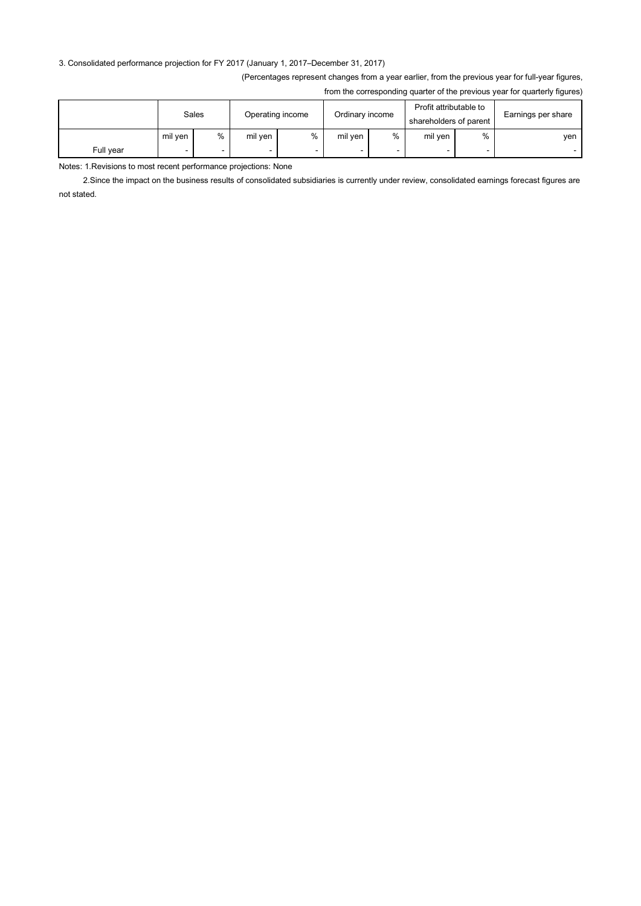3. Consolidated performance projection for FY 2017 (January 1, 2017–December 31, 2017)

(Percentages represent changes from a year earlier, from the previous year for full-year figures, from the corresponding quarter of the previous year for quarterly figures)

| | Sales | | Operating income | | Ordinary income | | Profit attributable to shareholders of parent | | Earnings per share |
|---|---|---|---|---|---|---|---|---|---|
| | mil yen | % | mil yen | % | mil yen | % | mil yen | % | yen |
| Full year | - | - | - | - | - | - | - | - | - |

Notes: 1.Revisions to most recent performance projections: None

2.Since the impact on the business results of consolidated subsidiaries is currently under review, consolidated earnings forecast figures are not stated.